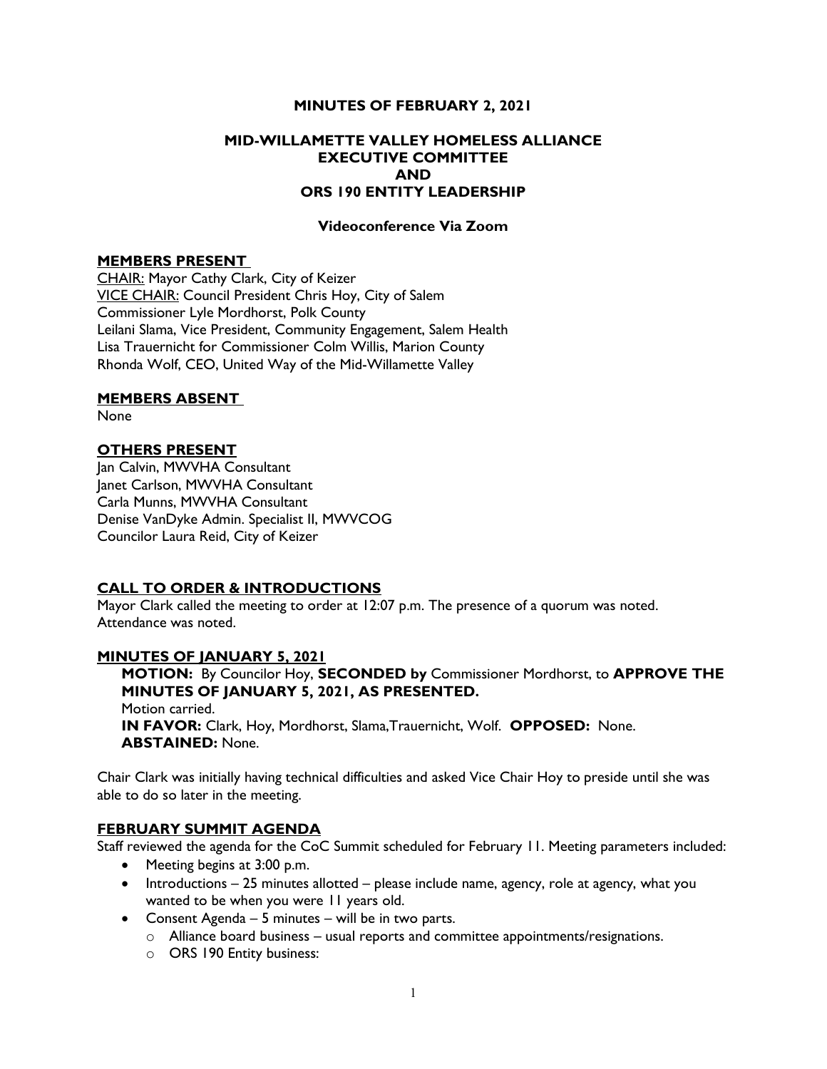# MINUTES OF FEBRUARY 2, 2021

## MID-WILLAMETTE VALLEY HOMELESS ALLIANCE EXECUTIVE COMMITTEE AND ORS 190 ENTITY LEADERSHIP

**Videoconference Via Zoom**

### MEMBERS PRESENT

CHAIR: Mayor Cathy Clark, City of Keizer
VICE CHAIR: Council President Chris Hoy, City of Salem
Commissioner Lyle Mordhorst, Polk County
Leilani Slama, Vice President, Community Engagement, Salem Health
Lisa Trauernicht for Commissioner Colm Willis, Marion County
Rhonda Wolf, CEO, United Way of the Mid-Willamette Valley

### MEMBERS ABSENT

None

### OTHERS PRESENT

Jan Calvin, MWVHA Consultant
Janet Carlson, MWVHA Consultant
Carla Munns, MWVHA Consultant
Denise VanDyke Admin. Specialist II, MWVCOG
Councilor Laura Reid, City of Keizer

### CALL TO ORDER & INTRODUCTIONS

Mayor Clark called the meeting to order at 12:07 p.m. The presence of a quorum was noted. Attendance was noted.

### MINUTES OF JANUARY 5, 2021

**MOTION:** By Councilor Hoy, **SECONDED by** Commissioner Mordhorst, to **APPROVE THE MINUTES OF JANUARY 5, 2021, AS PRESENTED.**
Motion carried.
**IN FAVOR:** Clark, Hoy, Mordhorst, Slama,Trauernicht, Wolf. **OPPOSED:** None.
**ABSTAINED:** None.

Chair Clark was initially having technical difficulties and asked Vice Chair Hoy to preside until she was able to do so later in the meeting.

### FEBRUARY SUMMIT AGENDA

Staff reviewed the agenda for the CoC Summit scheduled for February 11. Meeting parameters included:

- Meeting begins at 3:00 p.m.
- Introductions – 25 minutes allotted – please include name, agency, role at agency, what you wanted to be when you were 11 years old.
- Consent Agenda – 5 minutes – will be in two parts.
  - Alliance board business – usual reports and committee appointments/resignations.
  - ORS 190 Entity business: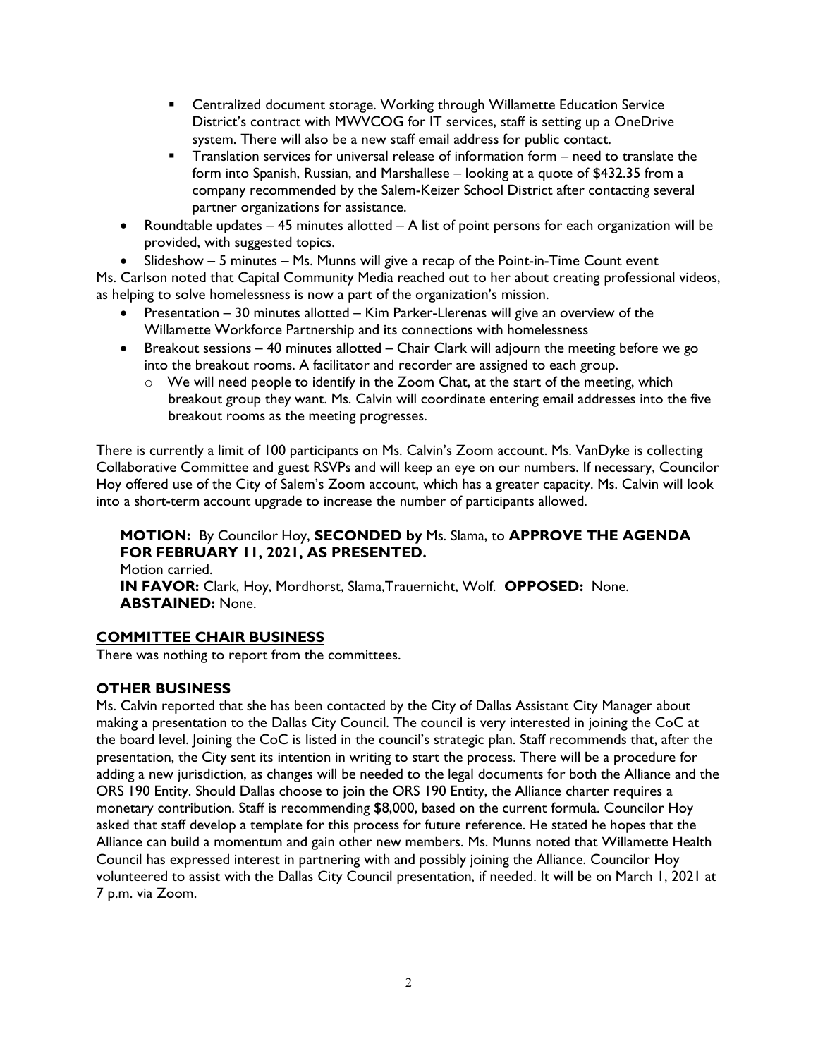- Centralized document storage. Working through Willamette Education Service District's contract with MWVCOG for IT services, staff is setting up a OneDrive system. There will also be a new staff email address for public contact.
    - Translation services for universal release of information form – need to translate the form into Spanish, Russian, and Marshallese – looking at a quote of $432.35 from a company recommended by the Salem-Keizer School District after contacting several partner organizations for assistance.
- Roundtable updates – 45 minutes allotted – A list of point persons for each organization will be provided, with suggested topics.
- Slideshow – 5 minutes – Ms. Munns will give a recap of the Point-in-Time Count event

Ms. Carlson noted that Capital Community Media reached out to her about creating professional videos, as helping to solve homelessness is now a part of the organization's mission.

- Presentation – 30 minutes allotted – Kim Parker-Llerenas will give an overview of the Willamette Workforce Partnership and its connections with homelessness
- Breakout sessions – 40 minutes allotted – Chair Clark will adjourn the meeting before we go into the breakout rooms. A facilitator and recorder are assigned to each group.
    - We will need people to identify in the Zoom Chat, at the start of the meeting, which breakout group they want. Ms. Calvin will coordinate entering email addresses into the five breakout rooms as the meeting progresses.

There is currently a limit of 100 participants on Ms. Calvin's Zoom account. Ms. VanDyke is collecting Collaborative Committee and guest RSVPs and will keep an eye on our numbers. If necessary, Councilor Hoy offered use of the City of Salem's Zoom account, which has a greater capacity. Ms. Calvin will look into a short-term account upgrade to increase the number of participants allowed.

**MOTION:** By Councilor Hoy, **SECONDED by** Ms. Slama, to **APPROVE THE AGENDA FOR FEBRUARY 11, 2021, AS PRESENTED.**
Motion carried.
**IN FAVOR:** Clark, Hoy, Mordhorst, Slama,Trauernicht, Wolf. **OPPOSED:** None.
**ABSTAINED:** None.

## COMMITTEE CHAIR BUSINESS

There was nothing to report from the committees.

## OTHER BUSINESS

Ms. Calvin reported that she has been contacted by the City of Dallas Assistant City Manager about making a presentation to the Dallas City Council. The council is very interested in joining the CoC at the board level. Joining the CoC is listed in the council's strategic plan. Staff recommends that, after the presentation, the City sent its intention in writing to start the process. There will be a procedure for adding a new jurisdiction, as changes will be needed to the legal documents for both the Alliance and the ORS 190 Entity. Should Dallas choose to join the ORS 190 Entity, the Alliance charter requires a monetary contribution. Staff is recommending $8,000, based on the current formula. Councilor Hoy asked that staff develop a template for this process for future reference. He stated he hopes that the Alliance can build a momentum and gain other new members. Ms. Munns noted that Willamette Health Council has expressed interest in partnering with and possibly joining the Alliance. Councilor Hoy volunteered to assist with the Dallas City Council presentation, if needed. It will be on March 1, 2021 at 7 p.m. via Zoom.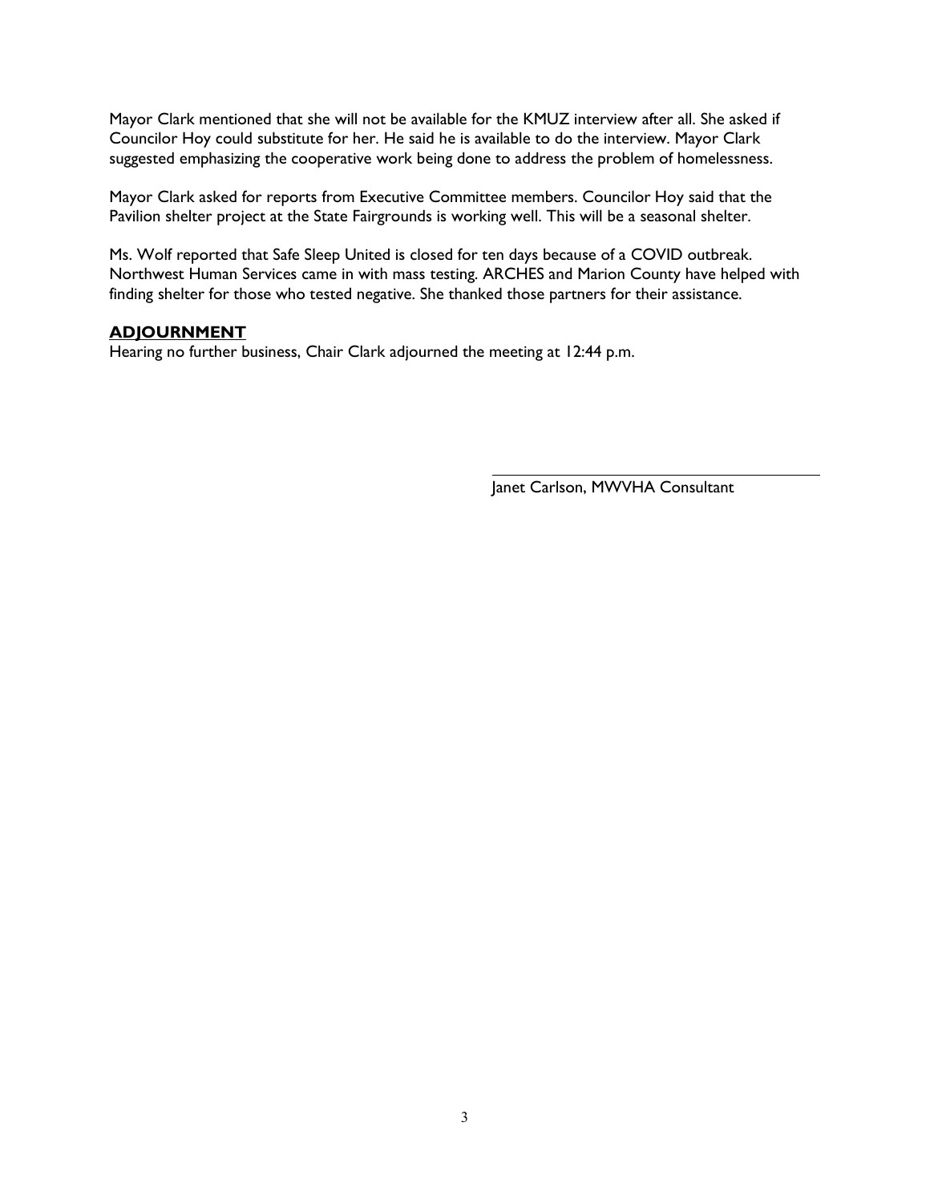Mayor Clark mentioned that she will not be available for the KMUZ interview after all. She asked if Councilor Hoy could substitute for her. He said he is available to do the interview. Mayor Clark suggested emphasizing the cooperative work being done to address the problem of homelessness.

Mayor Clark asked for reports from Executive Committee members. Councilor Hoy said that the Pavilion shelter project at the State Fairgrounds is working well. This will be a seasonal shelter.

Ms. Wolf reported that Safe Sleep United is closed for ten days because of a COVID outbreak. Northwest Human Services came in with mass testing. ARCHES and Marion County have helped with finding shelter for those who tested negative. She thanked those partners for their assistance.

## ADJOURNMENT

Hearing no further business, Chair Clark adjourned the meeting at 12:44 p.m.

Janet Carlson, MWVHA Consultant